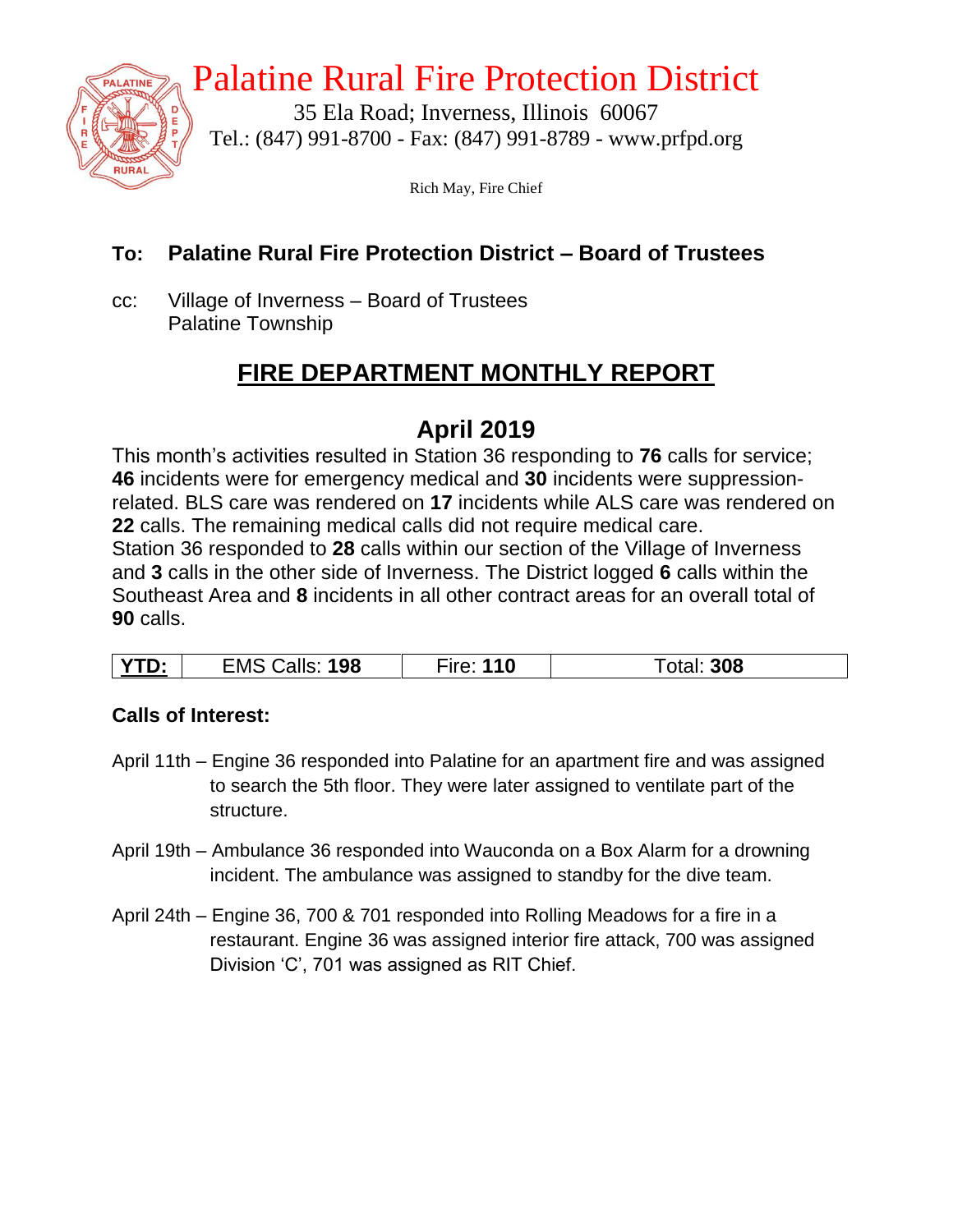# Palatine Rural Fire Protection District

35 Ela Road; Inverness, Illinois 60067
Tel.: (847) 991-8700 - Fax: (847) 991-8789 - www.prfpd.org

Rich May, Fire Chief

**To: Palatine Rural Fire Protection District – Board of Trustees**

cc: Village of Inverness – Board of Trustees
Palatine Township

## FIRE DEPARTMENT MONTHLY REPORT

## April 2019

This month's activities resulted in Station 36 responding to **76** calls for service; **46** incidents were for emergency medical and **30** incidents were suppression-related. BLS care was rendered on **17** incidents while ALS care was rendered on **22** calls. The remaining medical calls did not require medical care.
Station 36 responded to **28** calls within our section of the Village of Inverness and **3** calls in the other side of Inverness. The District logged **6** calls within the Southeast Area and **8** incidents in all other contract areas for an overall total of **90** calls.

| **YTD:** | EMS Calls: **198** | Fire: **110** | Total: **308** |
|---|---|---|---|

**Calls of Interest:**

April 11th – Engine 36 responded into Palatine for an apartment fire and was assigned to search the 5th floor. They were later assigned to ventilate part of the structure.

April 19th – Ambulance 36 responded into Wauconda on a Box Alarm for a drowning incident. The ambulance was assigned to standby for the dive team.

April 24th – Engine 36, 700 & 701 responded into Rolling Meadows for a fire in a restaurant. Engine 36 was assigned interior fire attack, 700 was assigned Division 'C', 701 was assigned as RIT Chief.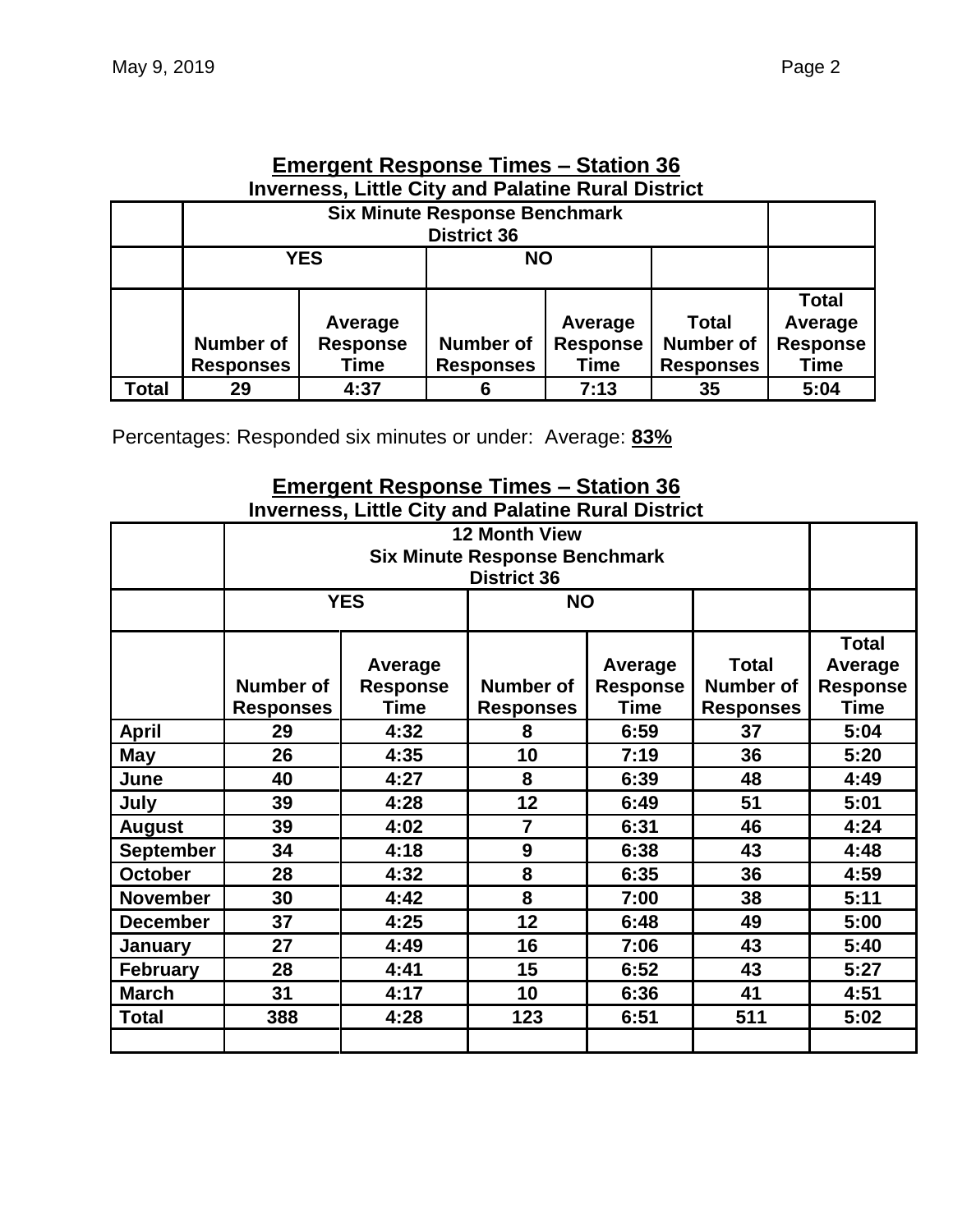## Emergent Response Times – Station 36

**Inverness, Little City and Palatine Rural District**

| | Six Minute Response Benchmark District 36 | | | | | |
|---|---|---|---|---|---|---|
| | YES | | NO | | | |
| | Number of Responses | Average Response Time | Number of Responses | Average Response Time | Total Number of Responses | Total Average Response Time |
| **Total** | 29 | 4:37 | 6 | 7:13 | 35 | 5:04 |

Percentages: Responded six minutes or under: Average: **83%**

## Emergent Response Times – Station 36

**Inverness, Little City and Palatine Rural District**

| | 12 Month View Six Minute Response Benchmark District 36 | | | | | |
|---|---|---|---|---|---|---|
| | YES | | NO | | | |
| | Number of Responses | Average Response Time | Number of Responses | Average Response Time | Total Number of Responses | Total Average Response Time |
| **April** | 29 | 4:32 | 8 | 6:59 | 37 | 5:04 |
| **May** | 26 | 4:35 | 10 | 7:19 | 36 | 5:20 |
| **June** | 40 | 4:27 | 8 | 6:39 | 48 | 4:49 |
| **July** | 39 | 4:28 | 12 | 6:49 | 51 | 5:01 |
| **August** | 39 | 4:02 | 7 | 6:31 | 46 | 4:24 |
| **September** | 34 | 4:18 | 9 | 6:38 | 43 | 4:48 |
| **October** | 28 | 4:32 | 8 | 6:35 | 36 | 4:59 |
| **November** | 30 | 4:42 | 8 | 7:00 | 38 | 5:11 |
| **December** | 37 | 4:25 | 12 | 6:48 | 49 | 5:00 |
| **January** | 27 | 4:49 | 16 | 7:06 | 43 | 5:40 |
| **February** | 28 | 4:41 | 15 | 6:52 | 43 | 5:27 |
| **March** | 31 | 4:17 | 10 | 6:36 | 41 | 4:51 |
| **Total** | 388 | 4:28 | 123 | 6:51 | 511 | 5:02 |
| | | | | | | |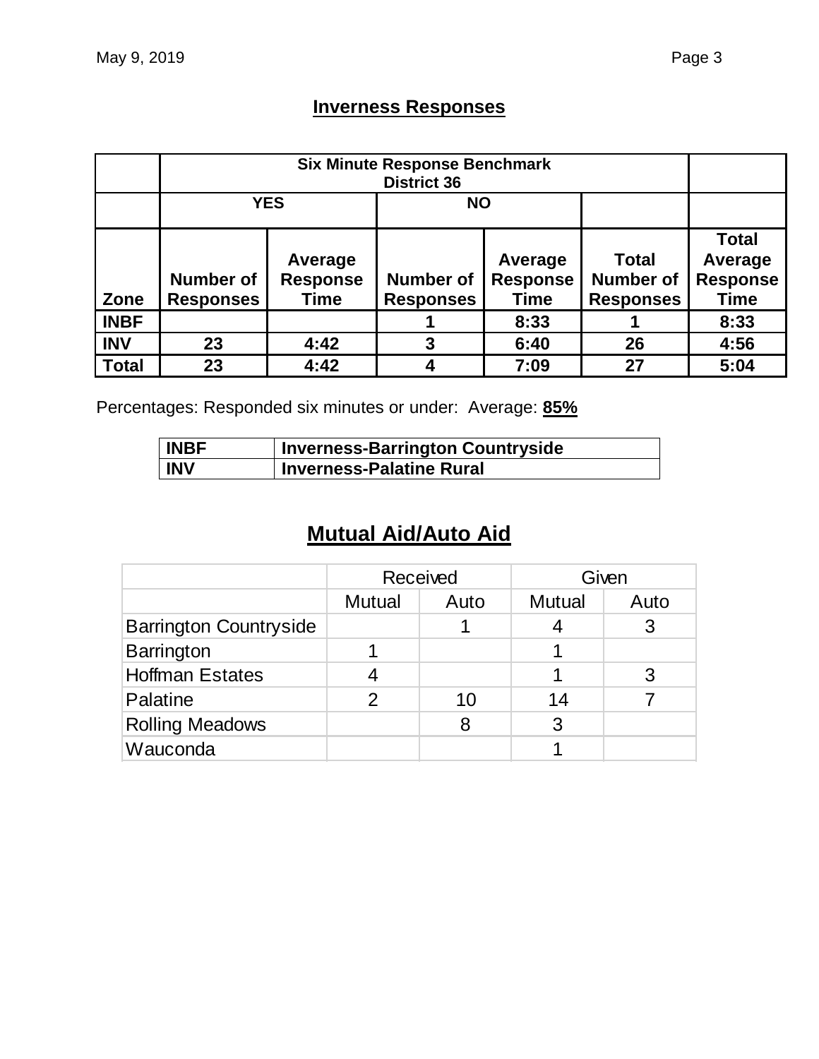## Inverness Responses

| | Six Minute Response Benchmark District 36 | | | | | |
|---|---|---|---|---|---|---|
| | YES | | NO | | | |
| Zone | Number of Responses | Average Response Time | Number of Responses | Average Response Time | Total Number of Responses | Total Average Response Time |
| INBF | | | 1 | 8:33 | 1 | 8:33 |
| INV | 23 | 4:42 | 3 | 6:40 | 26 | 4:56 |
| Total | 23 | 4:42 | 4 | 7:09 | 27 | 5:04 |

Percentages: Responded six minutes or under: Average: **85%**

| INBF | Inverness-Barrington Countryside |
|---|---|
| INV | Inverness-Palatine Rural |

## Mutual Aid/Auto Aid

| | Received | | Given | |
|---|---|---|---|---|
| | Mutual | Auto | Mutual | Auto |
| Barrington Countryside | | 1 | 4 | 3 |
| Barrington | 1 | | 1 | |
| Hoffman Estates | 4 | | 1 | 3 |
| Palatine | 2 | 10 | 14 | 7 |
| Rolling Meadows | | 8 | 3 | |
| Wauconda | | | 1 | |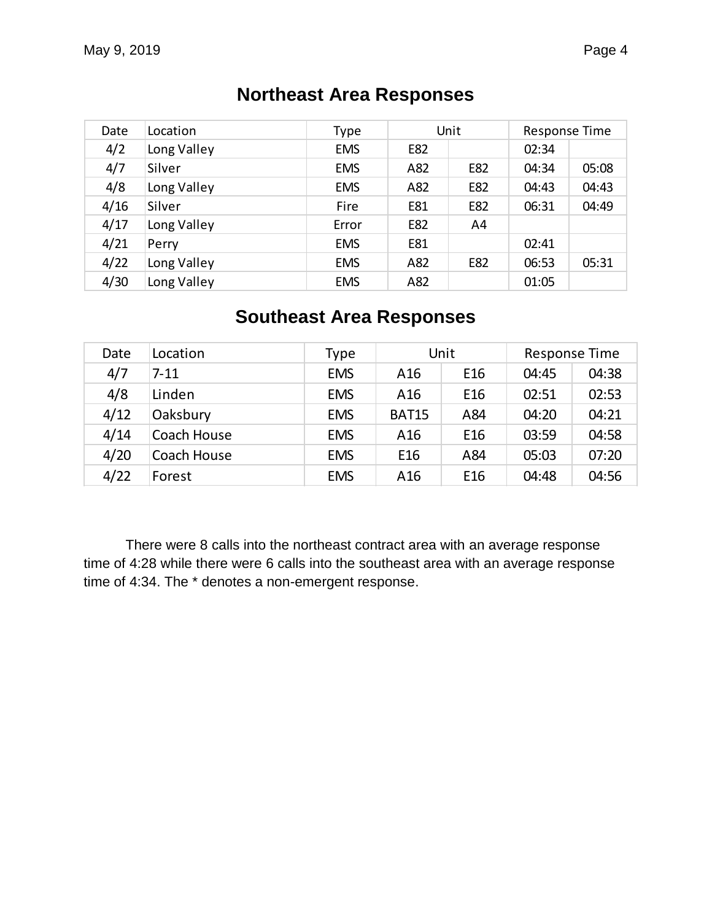## Northeast Area Responses

| Date | Location | Type | Unit | | Response Time | |
|---|---|---|---|---|---|---|
| 4/2 | Long Valley | EMS | E82 | | 02:34 | |
| 4/7 | Silver | EMS | A82 | E82 | 04:34 | 05:08 |
| 4/8 | Long Valley | EMS | A82 | E82 | 04:43 | 04:43 |
| 4/16 | Silver | Fire | E81 | E82 | 06:31 | 04:49 |
| 4/17 | Long Valley | Error | E82 | A4 | | |
| 4/21 | Perry | EMS | E81 | | 02:41 | |
| 4/22 | Long Valley | EMS | A82 | E82 | 06:53 | 05:31 |
| 4/30 | Long Valley | EMS | A82 | | 01:05 | |

## Southeast Area Responses

| Date | Location | Type | Unit | | Response Time | |
|---|---|---|---|---|---|---|
| 4/7 | 7-11 | EMS | A16 | E16 | 04:45 | 04:38 |
| 4/8 | Linden | EMS | A16 | E16 | 02:51 | 02:53 |
| 4/12 | Oaksbury | EMS | BAT15 | A84 | 04:20 | 04:21 |
| 4/14 | Coach House | EMS | A16 | E16 | 03:59 | 04:58 |
| 4/20 | Coach House | EMS | E16 | A84 | 05:03 | 07:20 |
| 4/22 | Forest | EMS | A16 | E16 | 04:48 | 04:56 |

There were 8 calls into the northeast contract area with an average response time of 4:28 while there were 6 calls into the southeast area with an average response time of 4:34. The * denotes a non-emergent response.